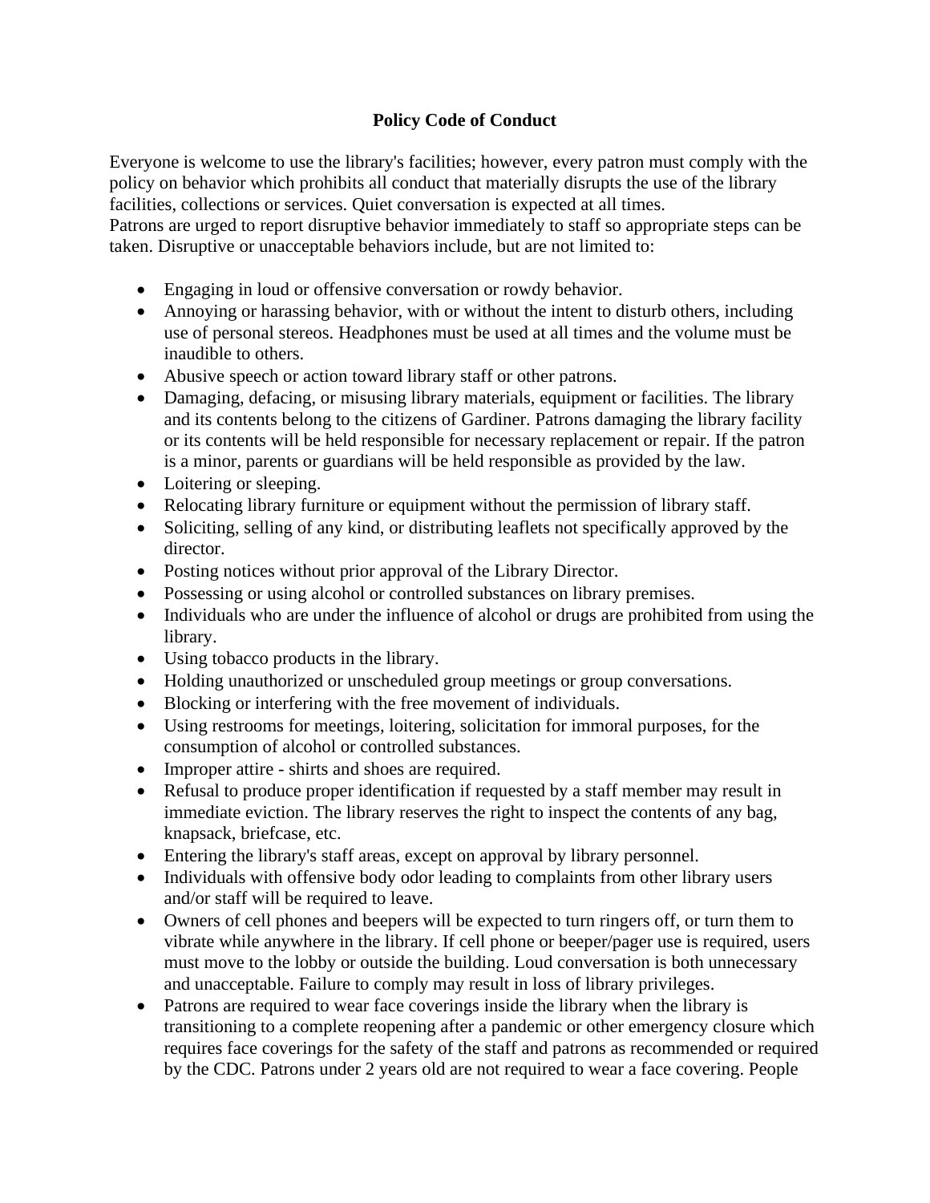**Policy Code of Conduct**

Everyone is welcome to use the library's facilities; however, every patron must comply with the policy on behavior which prohibits all conduct that materially disrupts the use of the library facilities, collections or services. Quiet conversation is expected at all times.
Patrons are urged to report disruptive behavior immediately to staff so appropriate steps can be taken. Disruptive or unacceptable behaviors include, but are not limited to:

- Engaging in loud or offensive conversation or rowdy behavior.
- Annoying or harassing behavior, with or without the intent to disturb others, including use of personal stereos. Headphones must be used at all times and the volume must be inaudible to others.
- Abusive speech or action toward library staff or other patrons.
- Damaging, defacing, or misusing library materials, equipment or facilities. The library and its contents belong to the citizens of Gardiner. Patrons damaging the library facility or its contents will be held responsible for necessary replacement or repair. If the patron is a minor, parents or guardians will be held responsible as provided by the law.
- Loitering or sleeping.
- Relocating library furniture or equipment without the permission of library staff.
- Soliciting, selling of any kind, or distributing leaflets not specifically approved by the director.
- Posting notices without prior approval of the Library Director.
- Possessing or using alcohol or controlled substances on library premises.
- Individuals who are under the influence of alcohol or drugs are prohibited from using the library.
- Using tobacco products in the library.
- Holding unauthorized or unscheduled group meetings or group conversations.
- Blocking or interfering with the free movement of individuals.
- Using restrooms for meetings, loitering, solicitation for immoral purposes, for the consumption of alcohol or controlled substances.
- Improper attire - shirts and shoes are required.
- Refusal to produce proper identification if requested by a staff member may result in immediate eviction. The library reserves the right to inspect the contents of any bag, knapsack, briefcase, etc.
- Entering the library's staff areas, except on approval by library personnel.
- Individuals with offensive body odor leading to complaints from other library users and/or staff will be required to leave.
- Owners of cell phones and beepers will be expected to turn ringers off, or turn them to vibrate while anywhere in the library. If cell phone or beeper/pager use is required, users must move to the lobby or outside the building. Loud conversation is both unnecessary and unacceptable. Failure to comply may result in loss of library privileges.
- Patrons are required to wear face coverings inside the library when the library is transitioning to a complete reopening after a pandemic or other emergency closure which requires face coverings for the safety of the staff and patrons as recommended or required by the CDC. Patrons under 2 years old are not required to wear a face covering. People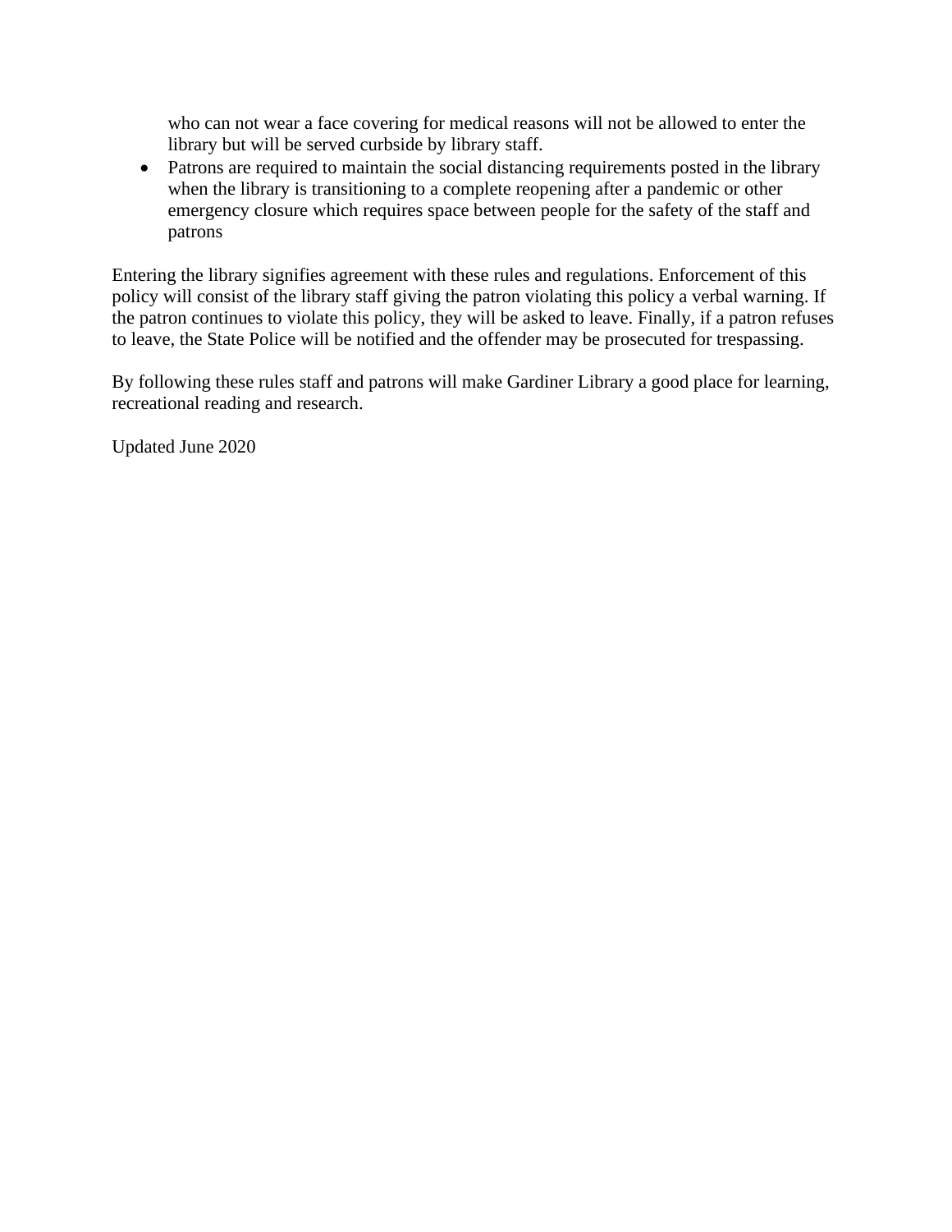who can not wear a face covering for medical reasons will not be allowed to enter the library but will be served curbside by library staff.

- Patrons are required to maintain the social distancing requirements posted in the library when the library is transitioning to a complete reopening after a pandemic or other emergency closure which requires space between people for the safety of the staff and patrons

Entering the library signifies agreement with these rules and regulations. Enforcement of this policy will consist of the library staff giving the patron violating this policy a verbal warning. If the patron continues to violate this policy, they will be asked to leave. Finally, if a patron refuses to leave, the State Police will be notified and the offender may be prosecuted for trespassing.

By following these rules staff and patrons will make Gardiner Library a good place for learning, recreational reading and research.

Updated June 2020